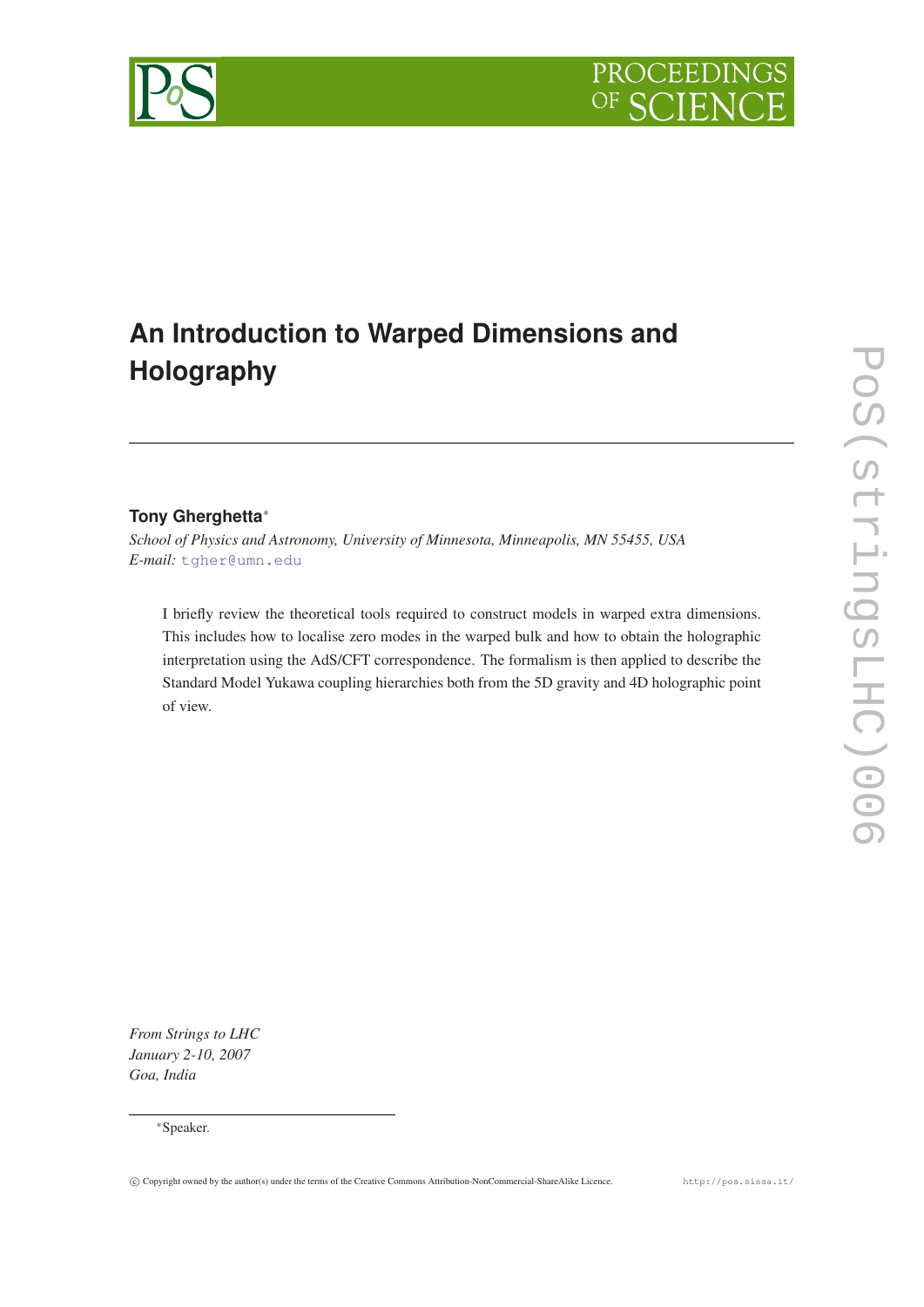# An Introduction to Warped Dimensions and Holography

**Tony Gherghetta***

*School of Physics and Astronomy, University of Minnesota, Minneapolis, MN 55455, USA*
*E-mail:* tgher@umn.edu

I briefly review the theoretical tools required to construct models in warped extra dimensions. This includes how to localise zero modes in the warped bulk and how to obtain the holographic interpretation using the AdS/CFT correspondence. The formalism is then applied to describe the Standard Model Yukawa coupling hierarchies both from the 5D gravity and 4D holographic point of view.

*From Strings to LHC*
*January 2-10, 2007*
*Goa, India*

*Speaker.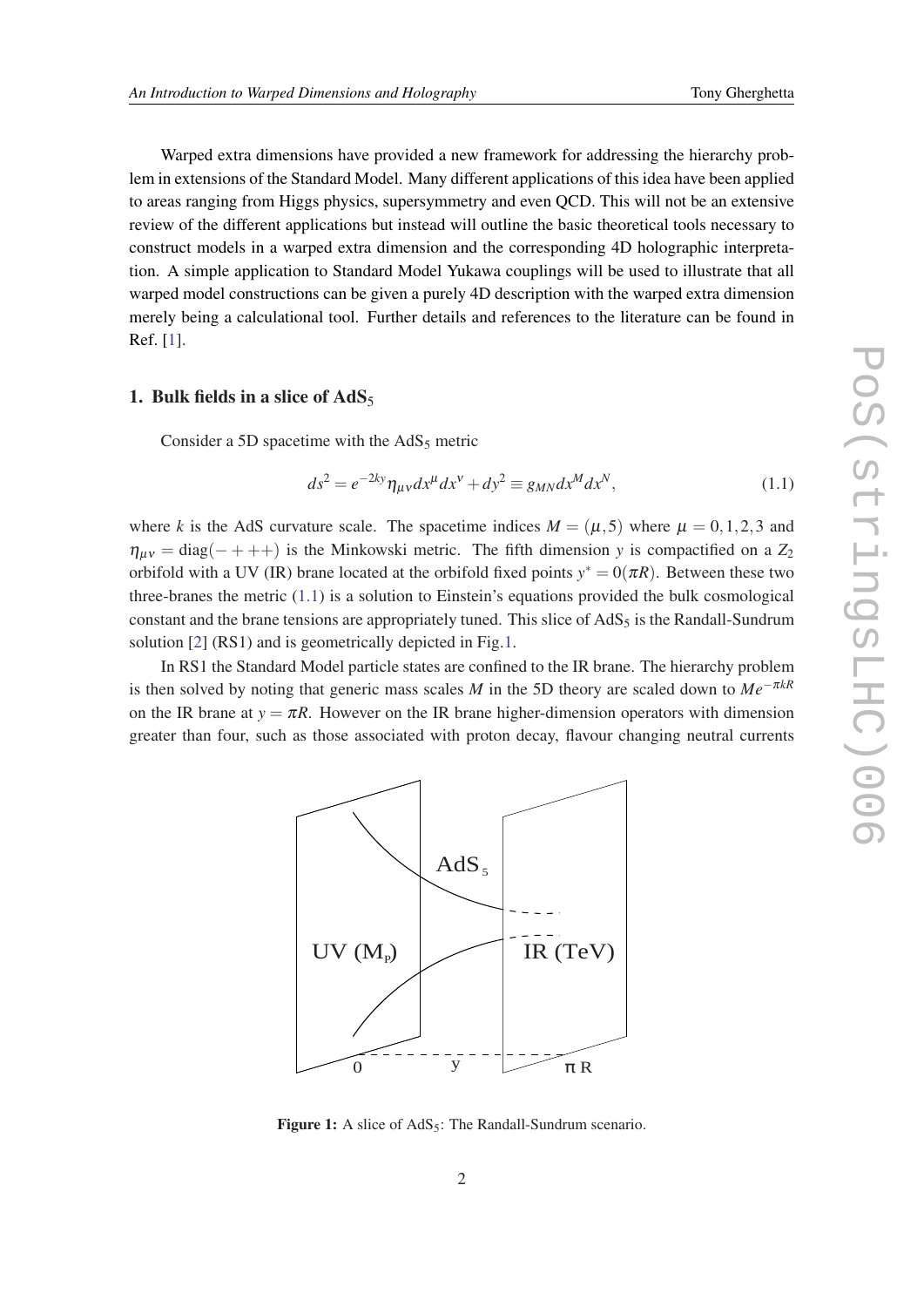Warped extra dimensions have provided a new framework for addressing the hierarchy problem in extensions of the Standard Model. Many different applications of this idea have been applied to areas ranging from Higgs physics, supersymmetry and even QCD. This will not be an extensive review of the different applications but instead will outline the basic theoretical tools necessary to construct models in a warped extra dimension and the corresponding 4D holographic interpretation. A simple application to Standard Model Yukawa couplings will be used to illustrate that all warped model constructions can be given a purely 4D description with the warped extra dimension merely being a calculational tool. Further details and references to the literature can be found in Ref. [1].

## 1. Bulk fields in a slice of AdS$_5$

Consider a 5D spacetime with the AdS$_5$ metric

$$ds^2 = e^{-2ky}\eta_{\mu\nu}dx^\mu dx^\nu + dy^2 \equiv g_{MN}dx^M dx^N, \tag{1.1}$$

where $k$ is the AdS curvature scale. The spacetime indices $M = (\mu, 5)$ where $\mu = 0,1,2,3$ and $\eta_{\mu\nu} = \text{diag}(-+++)$ is the Minkowski metric. The fifth dimension $y$ is compactified on a $Z_2$ orbifold with a UV (IR) brane located at the orbifold fixed points $y^* = 0(\pi R)$. Between these two three-branes the metric (1.1) is a solution to Einstein's equations provided the bulk cosmological constant and the brane tensions are appropriately tuned. This slice of AdS$_5$ is the Randall-Sundrum solution [2] (RS1) and is geometrically depicted in Fig.1.

In RS1 the Standard Model particle states are confined to the IR brane. The hierarchy problem is then solved by noting that generic mass scales $M$ in the 5D theory are scaled down to $Me^{-\pi kR}$ on the IR brane at $y = \pi R$. However on the IR brane higher-dimension operators with dimension greater than four, such as those associated with proton decay, flavour changing neutral currents

**Figure 1:** A slice of AdS$_5$: The Randall-Sundrum scenario.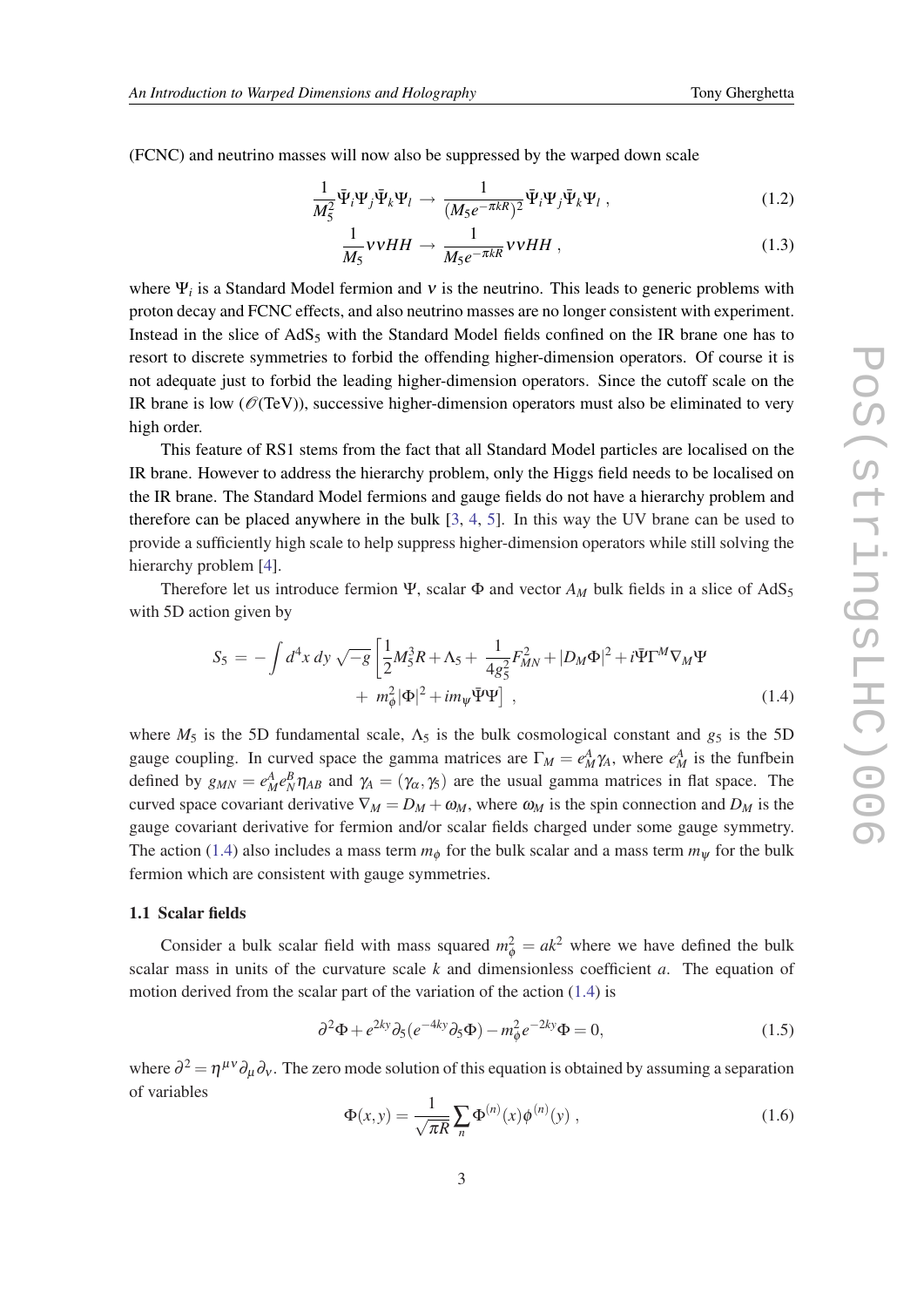(FCNC) and neutrino masses will now also be suppressed by the warped down scale

$$\frac{1}{M_5^2}\bar{\Psi}_i\Psi_j\bar{\Psi}_k\Psi_l \;\rightarrow\; \frac{1}{(M_5 e^{-\pi kR})^2}\bar{\Psi}_i\Psi_j\bar{\Psi}_k\Psi_l \;, \tag{1.2}$$

$$\frac{1}{M_5}\nu\nu HH \;\rightarrow\; \frac{1}{M_5 e^{-\pi kR}}\nu\nu HH \;, \tag{1.3}$$

where $\Psi_i$ is a Standard Model fermion and $\nu$ is the neutrino. This leads to generic problems with proton decay and FCNC effects, and also neutrino masses are no longer consistent with experiment. Instead in the slice of AdS$_5$ with the Standard Model fields confined on the IR brane one has to resort to discrete symmetries to forbid the offending higher-dimension operators. Of course it is not adequate just to forbid the leading higher-dimension operators. Since the cutoff scale on the IR brane is low ($\mathscr{O}$(TeV)), successive higher-dimension operators must also be eliminated to very high order.

This feature of RS1 stems from the fact that all Standard Model particles are localised on the IR brane. However to address the hierarchy problem, only the Higgs field needs to be localised on the IR brane. The Standard Model fermions and gauge fields do not have a hierarchy problem and therefore can be placed anywhere in the bulk [3, 4, 5]. In this way the UV brane can be used to provide a sufficiently high scale to help suppress higher-dimension operators while still solving the hierarchy problem [4].

Therefore let us introduce fermion $\Psi$, scalar $\Phi$ and vector $A_M$ bulk fields in a slice of AdS$_5$ with 5D action given by

$$S_5 \,=\, -\int d^4x\, dy\, \sqrt{-g}\left[\frac{1}{2}M_5^3 R + \Lambda_5 + \frac{1}{4g_5^2}F_{MN}^2 + |D_M\Phi|^2 + i\bar{\Psi}\Gamma^M\nabla_M\Psi \right. \\ \left. +\; m_\phi^2|\Phi|^2 + im_\psi\bar{\Psi}\Psi\right] \;, \tag{1.4}$$

where $M_5$ is the 5D fundamental scale, $\Lambda_5$ is the bulk cosmological constant and $g_5$ is the 5D gauge coupling. In curved space the gamma matrices are $\Gamma_M = e_M^A\gamma_A$, where $e_M^A$ is the funfbein defined by $g_{MN} = e_M^A e_N^B \eta_{AB}$ and $\gamma_A = (\gamma_\alpha, \gamma_5)$ are the usual gamma matrices in flat space. The curved space covariant derivative $\nabla_M = D_M + \omega_M$, where $\omega_M$ is the spin connection and $D_M$ is the gauge covariant derivative for fermion and/or scalar fields charged under some gauge symmetry. The action (1.4) also includes a mass term $m_\phi$ for the bulk scalar and a mass term $m_\psi$ for the bulk fermion which are consistent with gauge symmetries.

### 1.1 Scalar fields

Consider a bulk scalar field with mass squared $m_\phi^2 = ak^2$ where we have defined the bulk scalar mass in units of the curvature scale $k$ and dimensionless coefficient $a$. The equation of motion derived from the scalar part of the variation of the action (1.4) is

$$\partial^2\Phi + e^{2ky}\partial_5(e^{-4ky}\partial_5\Phi) - m_\phi^2 e^{-2ky}\Phi = 0, \tag{1.5}$$

where $\partial^2 = \eta^{\mu\nu}\partial_\mu\partial_\nu$. The zero mode solution of this equation is obtained by assuming a separation of variables

$$\Phi(x,y) = \frac{1}{\sqrt{\pi R}}\sum_n \Phi^{(n)}(x)\phi^{(n)}(y) \;, \tag{1.6}$$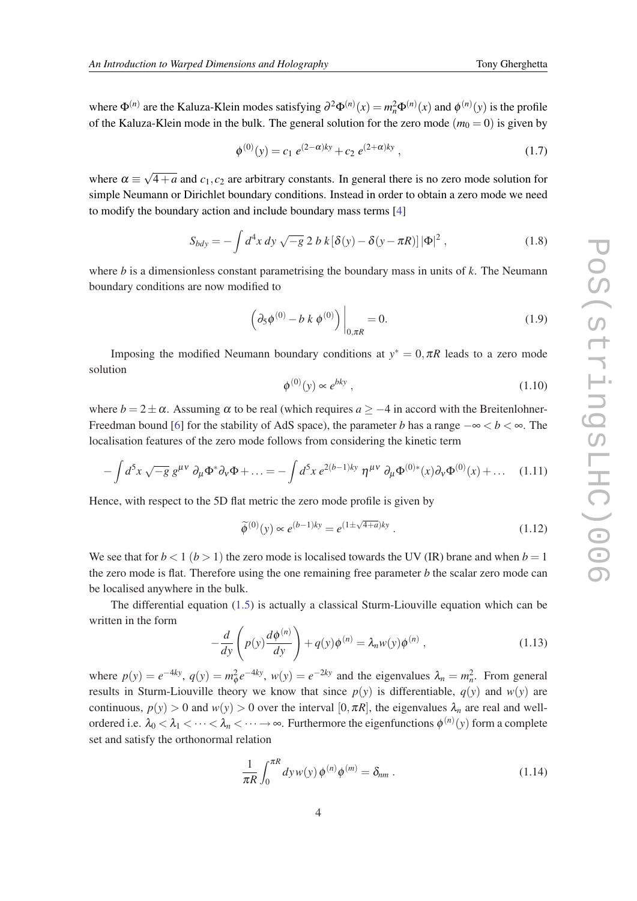where $\Phi^{(n)}$ are the Kaluza-Klein modes satisfying $\partial^2\Phi^{(n)}(x) = m_n^2\Phi^{(n)}(x)$ and $\phi^{(n)}(y)$ is the profile of the Kaluza-Klein mode in the bulk. The general solution for the zero mode ($m_0 = 0$) is given by

$$\phi^{(0)}(y) = c_1\, e^{(2-\alpha)ky} + c_2\, e^{(2+\alpha)ky}\,, \tag{1.7}$$

where $\alpha \equiv \sqrt{4+a}$ and $c_1, c_2$ are arbitrary constants. In general there is no zero mode solution for simple Neumann or Dirichlet boundary conditions. Instead in order to obtain a zero mode we need to modify the boundary action and include boundary mass terms [4]

$$S_{bdy} = -\int d^4x\, dy\, \sqrt{-g}\; 2\; b\; k\,[\delta(y) - \delta(y-\pi R)]\,|\Phi|^2\,, \tag{1.8}$$

where $b$ is a dimensionless constant parametrising the boundary mass in units of $k$. The Neumann boundary conditions are now modified to

$$\left(\partial_5\phi^{(0)} - b\; k\; \phi^{(0)}\right)\Big|_{0,\pi R} = 0. \tag{1.9}$$

Imposing the modified Neumann boundary conditions at $y^* = 0, \pi R$ leads to a zero mode solution

$$\phi^{(0)}(y) \propto e^{bky}\,, \tag{1.10}$$

where $b = 2 \pm \alpha$. Assuming $\alpha$ to be real (which requires $a \geq -4$ in accord with the Breitenlohner-Freedman bound [6] for the stability of AdS space), the parameter $b$ has a range $-\infty < b < \infty$. The localisation features of the zero mode follows from considering the kinetic term

$$-\int d^5x\, \sqrt{-g}\; g^{\mu\nu}\; \partial_\mu\Phi^*\partial_\nu\Phi + \ldots = -\int d^5x\; e^{2(b-1)ky}\; \eta^{\mu\nu}\; \partial_\mu\Phi^{(0)*}(x)\partial_\nu\Phi^{(0)}(x) + \ldots \tag{1.11}$$

Hence, with respect to the 5D flat metric the zero mode profile is given by

$$\widetilde{\phi}^{(0)}(y) \propto e^{(b-1)ky} = e^{(1\pm\sqrt{4+a})ky}\,. \tag{1.12}$$

We see that for $b < 1$ ($b > 1$) the zero mode is localised towards the UV (IR) brane and when $b = 1$ the zero mode is flat. Therefore using the one remaining free parameter $b$ the scalar zero mode can be localised anywhere in the bulk.

The differential equation (1.5) is actually a classical Sturm-Liouville equation which can be written in the form

$$-\frac{d}{dy}\left(p(y)\frac{d\phi^{(n)}}{dy}\right) + q(y)\phi^{(n)} = \lambda_n w(y)\phi^{(n)}\,, \tag{1.13}$$

where $p(y) = e^{-4ky}$, $q(y) = m_\phi^2 e^{-4ky}$, $w(y) = e^{-2ky}$ and the eigenvalues $\lambda_n = m_n^2$. From general results in Sturm-Liouville theory we know that since $p(y)$ is differentiable, $q(y)$ and $w(y)$ are continuous, $p(y) > 0$ and $w(y) > 0$ over the interval $[0, \pi R]$, the eigenvalues $\lambda_n$ are real and well-ordered i.e. $\lambda_0 < \lambda_1 < \cdots < \lambda_n < \cdots \to \infty$. Furthermore the eigenfunctions $\phi^{(n)}(y)$ form a complete set and satisfy the orthonormal relation

$$\frac{1}{\pi R}\int_0^{\pi R} dy\, w(y)\, \phi^{(n)}\phi^{(m)} = \delta_{nm}\,. \tag{1.14}$$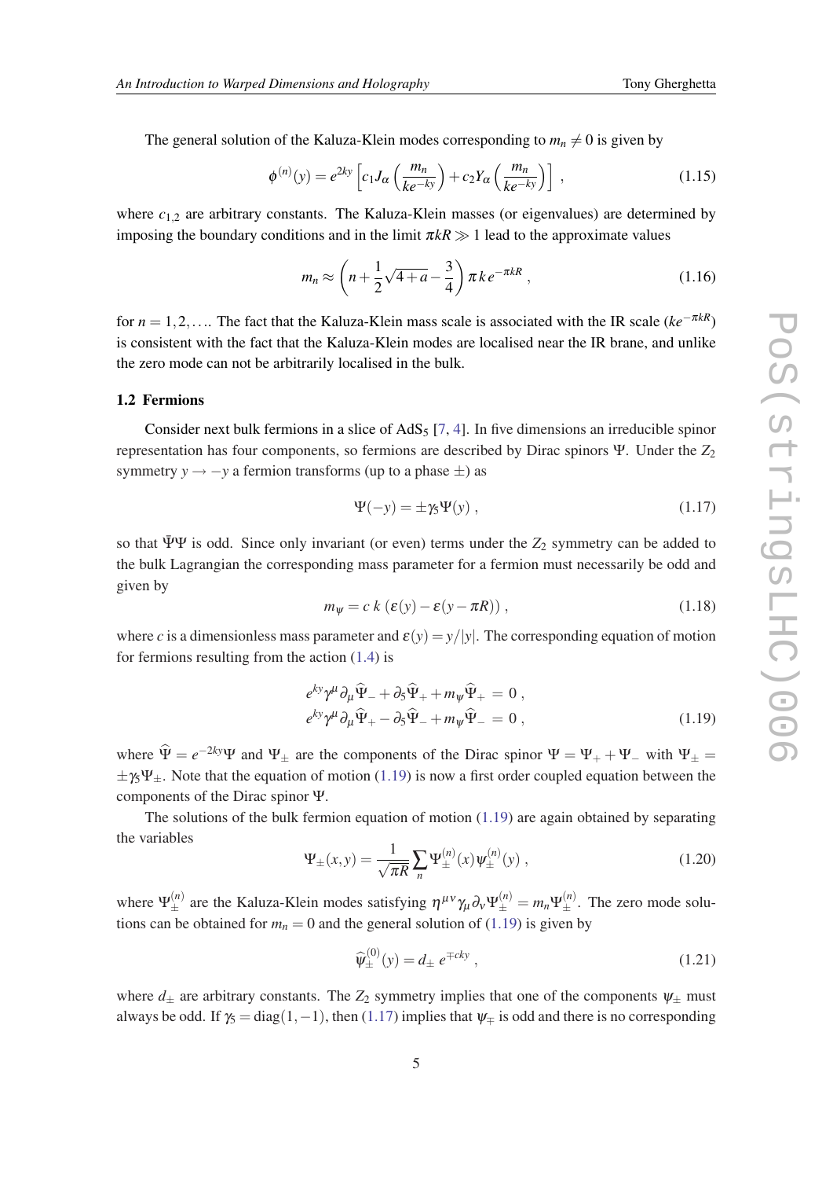The general solution of the Kaluza-Klein modes corresponding to $m_n \neq 0$ is given by

$$\phi^{(n)}(y) = e^{2ky}\left[c_1 J_\alpha\left(\frac{m_n}{ke^{-ky}}\right) + c_2 Y_\alpha\left(\frac{m_n}{ke^{-ky}}\right)\right] , \tag{1.15}$$

where $c_{1,2}$ are arbitrary constants. The Kaluza-Klein masses (or eigenvalues) are determined by imposing the boundary conditions and in the limit $\pi kR \gg 1$ lead to the approximate values

$$m_n \approx \left(n + \frac{1}{2}\sqrt{4+a} - \frac{3}{4}\right)\pi k\, e^{-\pi kR} , \tag{1.16}$$

for $n = 1, 2, \ldots$. The fact that the Kaluza-Klein mass scale is associated with the IR scale ($ke^{-\pi kR}$) is consistent with the fact that the Kaluza-Klein modes are localised near the IR brane, and unlike the zero mode can not be arbitrarily localised in the bulk.

### 1.2 Fermions

Consider next bulk fermions in a slice of AdS$_5$ [7, 4]. In five dimensions an irreducible spinor representation has four components, so fermions are described by Dirac spinors $\Psi$. Under the $Z_2$ symmetry $y \to -y$ a fermion transforms (up to a phase $\pm$) as

$$\Psi(-y) = \pm\gamma_5\Psi(y) , \tag{1.17}$$

so that $\bar{\Psi}\Psi$ is odd. Since only invariant (or even) terms under the $Z_2$ symmetry can be added to the bulk Lagrangian the corresponding mass parameter for a fermion must necessarily be odd and given by

$$m_\Psi = c\,k\,(\varepsilon(y) - \varepsilon(y - \pi R)) , \tag{1.18}$$

where $c$ is a dimensionless mass parameter and $\varepsilon(y) = y/|y|$. The corresponding equation of motion for fermions resulting from the action (1.4) is

$$\begin{aligned} e^{ky}\gamma^\mu\partial_\mu\widehat{\Psi}_- + \partial_5\widehat{\Psi}_+ + m_\Psi\widehat{\Psi}_+ &= 0 , \\ e^{ky}\gamma^\mu\partial_\mu\widehat{\Psi}_+ - \partial_5\widehat{\Psi}_- + m_\Psi\widehat{\Psi}_- &= 0 , \end{aligned} \tag{1.19}$$

where $\widehat{\Psi} = e^{-2ky}\Psi$ and $\Psi_\pm$ are the components of the Dirac spinor $\Psi = \Psi_+ + \Psi_-$ with $\Psi_\pm = \pm\gamma_5\Psi_\pm$. Note that the equation of motion (1.19) is now a first order coupled equation between the components of the Dirac spinor $\Psi$.

The solutions of the bulk fermion equation of motion (1.19) are again obtained by separating the variables

$$\Psi_\pm(x,y) = \frac{1}{\sqrt{\pi R}}\sum_n \Psi_\pm^{(n)}(x)\psi_\pm^{(n)}(y) , \tag{1.20}$$

where $\Psi_\pm^{(n)}$ are the Kaluza-Klein modes satisfying $\eta^{\mu\nu}\gamma_\mu\partial_\nu\Psi_\pm^{(n)} = m_n\Psi_\pm^{(n)}$. The zero mode solutions can be obtained for $m_n = 0$ and the general solution of (1.19) is given by

$$\widehat{\psi}_\pm^{(0)}(y) = d_\pm\, e^{\mp cky} , \tag{1.21}$$

where $d_\pm$ are arbitrary constants. The $Z_2$ symmetry implies that one of the components $\psi_\pm$ must always be odd. If $\gamma_5 = \mathrm{diag}(1,-1)$, then (1.17) implies that $\psi_\mp$ is odd and there is no corresponding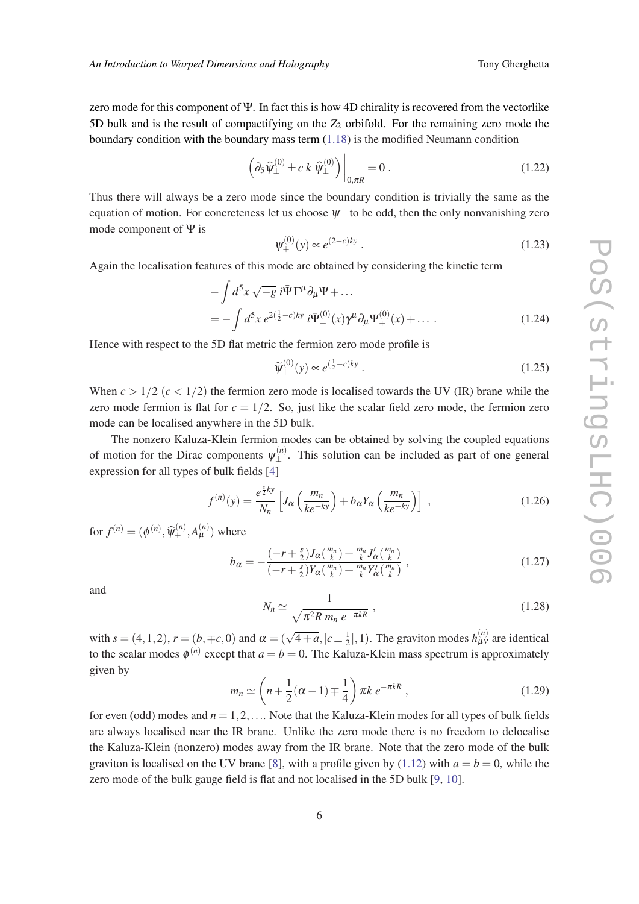zero mode for this component of $\Psi$. In fact this is how 4D chirality is recovered from the vectorlike 5D bulk and is the result of compactifying on the $Z_2$ orbifold. For the remaining zero mode the boundary condition with the boundary mass term (1.18) is the modified Neumann condition

$$\left(\partial_5 \widehat{\psi}_{\pm}^{(0)} \pm c\, k\, \widehat{\psi}_{\pm}^{(0)}\right)\Big|_{0,\pi R} = 0\,. \tag{1.22}$$

Thus there will always be a zero mode since the boundary condition is trivially the same as the equation of motion. For concreteness let us choose $\psi_-$ to be odd, then the only nonvanishing zero mode component of $\Psi$ is

$$\psi_+^{(0)}(y) \propto e^{(2-c)ky}\,. \tag{1.23}$$

Again the localisation features of this mode are obtained by considering the kinetic term

$$\begin{aligned}
&-\int d^5x\, \sqrt{-g}\; i\bar{\Psi}\Gamma^\mu \partial_\mu \Psi + \ldots \\
&= -\int d^5x\, e^{2(\frac{1}{2}-c)ky}\; i\bar{\Psi}_+^{(0)}(x)\gamma^\mu \partial_\mu \Psi_+^{(0)}(x) + \ldots\,.
\end{aligned} \tag{1.24}$$

Hence with respect to the 5D flat metric the fermion zero mode profile is

$$\widetilde{\psi}_+^{(0)}(y) \propto e^{(\frac{1}{2}-c)ky}\,. \tag{1.25}$$

When $c > 1/2$ ($c < 1/2$) the fermion zero mode is localised towards the UV (IR) brane while the zero mode fermion is flat for $c = 1/2$. So, just like the scalar field zero mode, the fermion zero mode can be localised anywhere in the 5D bulk.

The nonzero Kaluza-Klein fermion modes can be obtained by solving the coupled equations of motion for the Dirac components $\psi_\pm^{(n)}$. This solution can be included as part of one general expression for all types of bulk fields [4]

$$f^{(n)}(y) = \frac{e^{\frac{s}{2}ky}}{N_n}\left[J_\alpha\left(\frac{m_n}{ke^{-ky}}\right) + b_\alpha Y_\alpha\left(\frac{m_n}{ke^{-ky}}\right)\right]\,, \tag{1.26}$$

for $f^{(n)} = (\phi^{(n)}, \widehat{\psi}_\pm^{(n)}, A_\mu^{(n)})$ where

$$b_\alpha = -\frac{(-r+\frac{s}{2})J_\alpha(\frac{m_n}{k}) + \frac{m_n}{k}J'_\alpha(\frac{m_n}{k})}{(-r+\frac{s}{2})Y_\alpha(\frac{m_n}{k}) + \frac{m_n}{k}Y'_\alpha(\frac{m_n}{k})}\,, \tag{1.27}$$

and

$$N_n \simeq \frac{1}{\sqrt{\pi^2 R\, m_n\, e^{-\pi k R}}}\,, \tag{1.28}$$

with $s = (4,1,2)$, $r = (b, \mp c, 0)$ and $\alpha = (\sqrt{4+a}, |c \pm \frac{1}{2}|, 1)$. The graviton modes $h_{\mu\nu}^{(n)}$ are identical to the scalar modes $\phi^{(n)}$ except that $a = b = 0$. The Kaluza-Klein mass spectrum is approximately given by

$$m_n \simeq \left(n + \frac{1}{2}(\alpha - 1) \mp \frac{1}{4}\right)\pi k\, e^{-\pi k R}\,, \tag{1.29}$$

for even (odd) modes and $n = 1, 2, \ldots$. Note that the Kaluza-Klein modes for all types of bulk fields are always localised near the IR brane. Unlike the zero mode there is no freedom to delocalise the Kaluza-Klein (nonzero) modes away from the IR brane. Note that the zero mode of the bulk graviton is localised on the UV brane [8], with a profile given by (1.12) with $a = b = 0$, while the zero mode of the bulk gauge field is flat and not localised in the 5D bulk [9, 10].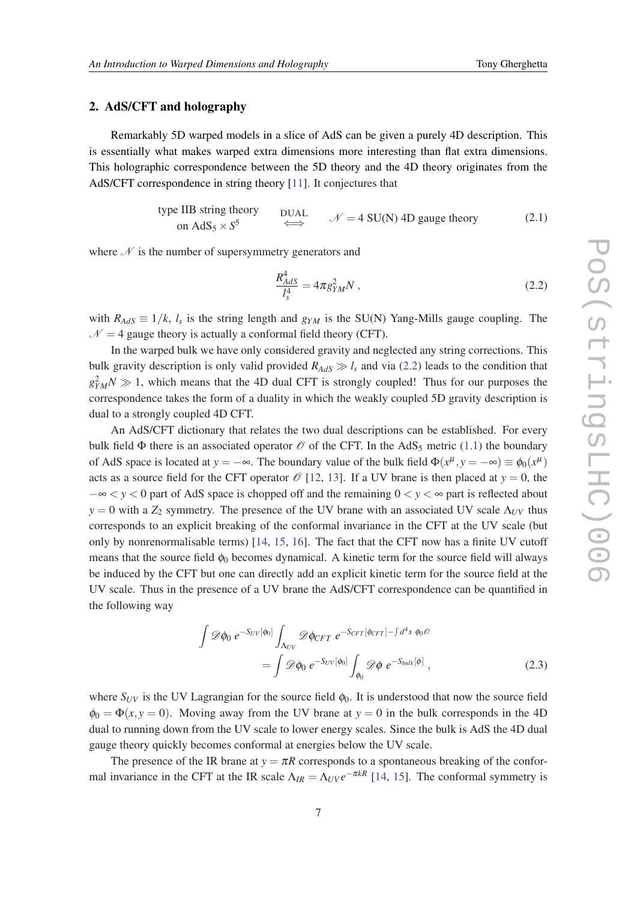## 2. AdS/CFT and holography

Remarkably 5D warped models in a slice of AdS can be given a purely 4D description. This is essentially what makes warped extra dimensions more interesting than flat extra dimensions. This holographic correspondence between the 5D theory and the 4D theory originates from the AdS/CFT correspondence in string theory [11]. It conjectures that

$$\begin{array}{c}\text{type IIB string theory} \\ \text{on } AdS_5 \times S^5\end{array} \quad \overset{\text{DUAL}}{\Longleftrightarrow} \quad \mathscr{N} = 4 \text{ SU(N) 4D gauge theory} \tag{2.1}$$

where $\mathscr{N}$ is the number of supersymmetry generators and

$$\frac{R_{AdS}^4}{l_s^4} = 4\pi g_{YM}^2 N\,, \tag{2.2}$$

with $R_{AdS} \equiv 1/k$, $l_s$ is the string length and $g_{YM}$ is the SU(N) Yang-Mills gauge coupling. The $\mathscr{N} = 4$ gauge theory is actually a conformal field theory (CFT).

In the warped bulk we have only considered gravity and neglected any string corrections. This bulk gravity description is only valid provided $R_{AdS} \gg l_s$ and via (2.2) leads to the condition that $g_{YM}^2 N \gg 1$, which means that the 4D dual CFT is strongly coupled! Thus for our purposes the correspondence takes the form of a duality in which the weakly coupled 5D gravity description is dual to a strongly coupled 4D CFT.

An AdS/CFT dictionary that relates the two dual descriptions can be established. For every bulk field $\Phi$ there is an associated operator $\mathscr{O}$ of the CFT. In the $AdS_5$ metric (1.1) the boundary of AdS space is located at $y = -\infty$. The boundary value of the bulk field $\Phi(x^\mu, y = -\infty) \equiv \phi_0(x^\mu)$ acts as a source field for the CFT operator $\mathscr{O}$ [12, 13]. If a UV brane is then placed at $y = 0$, the $-\infty < y < 0$ part of AdS space is chopped off and the remaining $0 < y < \infty$ part is reflected about $y = 0$ with a $Z_2$ symmetry. The presence of the UV brane with an associated UV scale $\Lambda_{UV}$ thus corresponds to an explicit breaking of the conformal invariance in the CFT at the UV scale (but only by nonrenormalisable terms) [14, 15, 16]. The fact that the CFT now has a finite UV cutoff means that the source field $\phi_0$ becomes dynamical. A kinetic term for the source field will always be induced by the CFT but one can directly add an explicit kinetic term for the source field at the UV scale. Thus in the presence of a UV brane the AdS/CFT correspondence can be quantified in the following way

$$\begin{aligned}\int \mathscr{D}\phi_0\, e^{-S_{UV}[\phi_0]} \int_{\Lambda_{UV}} \mathscr{D}\phi_{CFT}\, e^{-S_{CFT}[\phi_{CFT}] - \int d^4x\, \phi_0 \mathscr{O}} \\ = \int \mathscr{D}\phi_0\, e^{-S_{UV}[\phi_0]} \int_{\phi_0} \mathscr{D}\phi\, e^{-S_{bulk}[\phi]}\,,\end{aligned} \tag{2.3}$$

where $S_{UV}$ is the UV Lagrangian for the source field $\phi_0$. It is understood that now the source field $\phi_0 = \Phi(x, y = 0)$. Moving away from the UV brane at $y = 0$ in the bulk corresponds in the 4D dual to running down from the UV scale to lower energy scales. Since the bulk is AdS the 4D dual gauge theory quickly becomes conformal at energies below the UV scale.

The presence of the IR brane at $y = \pi R$ corresponds to a spontaneous breaking of the conformal invariance in the CFT at the IR scale $\Lambda_{IR} = \Lambda_{UV} e^{-\pi kR}$ [14, 15]. The conformal symmetry is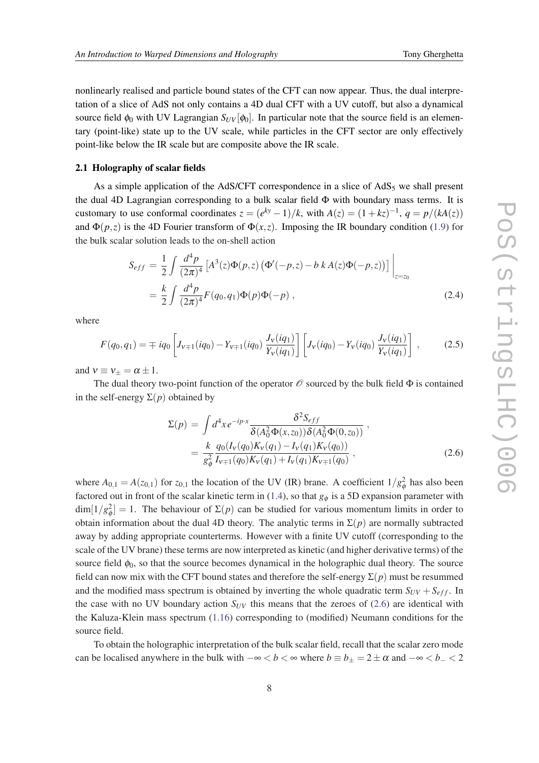nonlinearly realised and particle bound states of the CFT can now appear. Thus, the dual interpretation of a slice of AdS not only contains a 4D dual CFT with a UV cutoff, but also a dynamical source field $\phi_0$ with UV Lagrangian $S_{UV}[\phi_0]$. In particular note that the source field is an elementary (point-like) state up to the UV scale, while particles in the CFT sector are only effectively point-like below the IR scale but are composite above the IR scale.

### 2.1 Holography of scalar fields

As a simple application of the AdS/CFT correspondence in a slice of AdS$_5$ we shall present the dual 4D Lagrangian corresponding to a bulk scalar field $\Phi$ with boundary mass terms. It is customary to use conformal coordinates $z = (e^{ky}-1)/k$, with $A(z) = (1+kz)^{-1}$, $q = p/(kA(z))$ and $\Phi(p,z)$ is the 4D Fourier transform of $\Phi(x,z)$. Imposing the IR boundary condition (1.9) for the bulk scalar solution leads to the on-shell action

$$
\begin{aligned}
S_{eff} &= \frac{1}{2}\int \frac{d^4p}{(2\pi)^4}\left[A^3(z)\Phi(p,z)\left(\Phi'(-p,z) - b\,k\,A(z)\Phi(-p,z)\right)\right]\Big|_{z=z_0} \\
&= \frac{k}{2}\int \frac{d^4p}{(2\pi)^4} F(q_0,q_1)\Phi(p)\Phi(-p)\,,
\end{aligned}
\tag{2.4}
$$

where

$$
F(q_0,q_1) = \mp\, iq_0 \left[J_{\nu\mp1}(iq_0) - Y_{\nu\mp1}(iq_0)\,\frac{J_\nu(iq_1)}{Y_\nu(iq_1)}\right]\left[J_\nu(iq_0) - Y_\nu(iq_0)\,\frac{J_\nu(iq_1)}{Y_\nu(iq_1)}\right]\,,
\tag{2.5}
$$

and $\nu \equiv \nu_\pm = \alpha \pm 1$.

The dual theory two-point function of the operator $\mathscr{O}$ sourced by the bulk field $\Phi$ is contained in the self-energy $\Sigma(p)$ obtained by

$$
\begin{aligned}
\Sigma(p) &= \int d^4x\, e^{-ip\cdot x}\frac{\delta^2 S_{eff}}{\delta(A_0^2\Phi(x,z_0))\delta(A_0^2\Phi(0,z_0))}\,, \\
&= \frac{k}{g_\phi^2}\frac{q_0(I_\nu(q_0)K_\nu(q_1) - I_\nu(q_1)K_\nu(q_0))}{I_{\nu\mp1}(q_0)K_\nu(q_1) + I_\nu(q_1)K_{\nu\mp1}(q_0)}\,,
\end{aligned}
\tag{2.6}
$$

where $A_{0,1} = A(z_{0,1})$ for $z_{0,1}$ the location of the UV (IR) brane. A coefficient $1/g_\phi^2$ has also been factored out in front of the scalar kinetic term in (1.4), so that $g_\phi$ is a 5D expansion parameter with $\dim[1/g_\phi^2] = 1$. The behaviour of $\Sigma(p)$ can be studied for various momentum limits in order to obtain information about the dual 4D theory. The analytic terms in $\Sigma(p)$ are normally subtracted away by adding appropriate counterterms. However with a finite UV cutoff (corresponding to the scale of the UV brane) these terms are now interpreted as kinetic (and higher derivative terms) of the source field $\phi_0$, so that the source becomes dynamical in the holographic dual theory. The source field can now mix with the CFT bound states and therefore the self-energy $\Sigma(p)$ must be resummed and the modified mass spectrum is obtained by inverting the whole quadratic term $S_{UV} + S_{eff}$. In the case with no UV boundary action $S_{UV}$ this means that the zeroes of (2.6) are identical with the Kaluza-Klein mass spectrum (1.16) corresponding to (modified) Neumann conditions for the source field.

To obtain the holographic interpretation of the bulk scalar field, recall that the scalar zero mode can be localised anywhere in the bulk with $-\infty < b < \infty$ where $b \equiv b_\pm = 2 \pm \alpha$ and $-\infty < b_- < 2$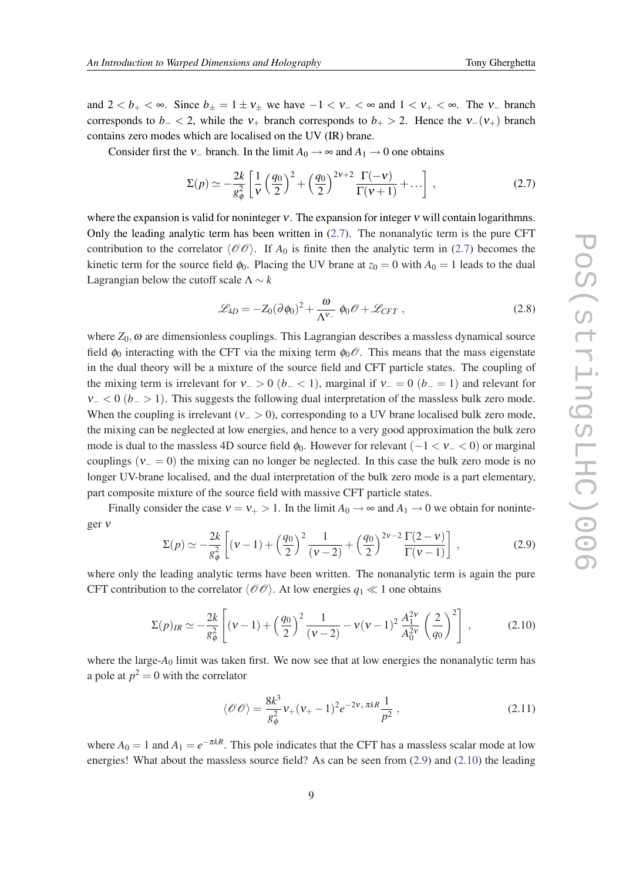and $2 < b_+ < \infty$. Since $b_\pm = 1 \pm \nu_\pm$ we have $-1 < \nu_- < \infty$ and $1 < \nu_+ < \infty$. The $\nu_-$ branch corresponds to $b_- < 2$, while the $\nu_+$ branch corresponds to $b_+ > 2$. Hence the $\nu_-(\nu_+)$ branch contains zero modes which are localised on the UV (IR) brane.

Consider first the $\nu_-$ branch. In the limit $A_0 \to \infty$ and $A_1 \to 0$ one obtains

$$\Sigma(p) \simeq -\frac{2k}{g_\phi^2}\left[\frac{1}{\nu}\left(\frac{q_0}{2}\right)^2 + \left(\frac{q_0}{2}\right)^{2\nu+2}\frac{\Gamma(-\nu)}{\Gamma(\nu+1)} + \dots\right], \tag{2.7}$$

where the expansion is valid for noninteger $\nu$. The expansion for integer $\nu$ will contain logarithmns. Only the leading analytic term has been written in (2.7). The nonanalytic term is the pure CFT contribution to the correlator $\langle \mathscr{O}\mathscr{O}\rangle$. If $A_0$ is finite then the analytic term in (2.7) becomes the kinetic term for the source field $\phi_0$. Placing the UV brane at $z_0 = 0$ with $A_0 = 1$ leads to the dual Lagrangian below the cutoff scale $\Lambda \sim k$

$$\mathscr{L}_{4D} = -Z_0(\partial\phi_0)^2 + \frac{\omega}{\Lambda^{\nu_-}}\,\phi_0\mathscr{O} + \mathscr{L}_{CFT}\,, \tag{2.8}$$

where $Z_0, \omega$ are dimensionless couplings. This Lagrangian describes a massless dynamical source field $\phi_0$ interacting with the CFT via the mixing term $\phi_0\mathscr{O}$. This means that the mass eigenstate in the dual theory will be a mixture of the source field and CFT particle states. The coupling of the mixing term is irrelevant for $\nu_- > 0$ ($b_- < 1$), marginal if $\nu_- = 0$ ($b_- = 1$) and relevant for $\nu_- < 0$ ($b_- > 1$). This suggests the following dual interpretation of the massless bulk zero mode. When the coupling is irrelevant ($\nu_- > 0$), corresponding to a UV brane localised bulk zero mode, the mixing can be neglected at low energies, and hence to a very good approximation the bulk zero mode is dual to the massless 4D source field $\phi_0$. However for relevant ($-1 < \nu_- < 0$) or marginal couplings ($\nu_- = 0$) the mixing can no longer be neglected. In this case the bulk zero mode is no longer UV-brane localised, and the dual interpretation of the bulk zero mode is a part elementary, part composite mixture of the source field with massive CFT particle states.

Finally consider the case $\nu = \nu_+ > 1$. In the limit $A_0 \to \infty$ and $A_1 \to 0$ we obtain for noninteger $\nu$

$$\Sigma(p) \simeq -\frac{2k}{g_\phi^2}\left[(\nu-1) + \left(\frac{q_0}{2}\right)^2\frac{1}{(\nu-2)} + \left(\frac{q_0}{2}\right)^{2\nu-2}\frac{\Gamma(2-\nu)}{\Gamma(\nu-1)}\right], \tag{2.9}$$

where only the leading analytic terms have been written. The nonanalytic term is again the pure CFT contribution to the correlator $\langle \mathscr{O}\mathscr{O}\rangle$. At low energies $q_1 \ll 1$ one obtains

$$\Sigma(p)_{IR} \simeq -\frac{2k}{g_\phi^2}\left[(\nu-1) + \left(\frac{q_0}{2}\right)^2\frac{1}{(\nu-2)} - \nu(\nu-1)^2\frac{A_1^{2\nu}}{A_0^{2\nu}}\left(\frac{2}{q_0}\right)^2\right], \tag{2.10}$$

where the large-$A_0$ limit was taken first. We now see that at low energies the nonanalytic term has a pole at $p^2 = 0$ with the correlator

$$\langle \mathscr{O}\mathscr{O}\rangle = \frac{8k^3}{g_\phi^2}\nu_+(\nu_+-1)^2 e^{-2\nu_+\pi kR}\frac{1}{p^2}\,, \tag{2.11}$$

where $A_0 = 1$ and $A_1 = e^{-\pi kR}$. This pole indicates that the CFT has a massless scalar mode at low energies! What about the massless source field? As can be seen from (2.9) and (2.10) the leading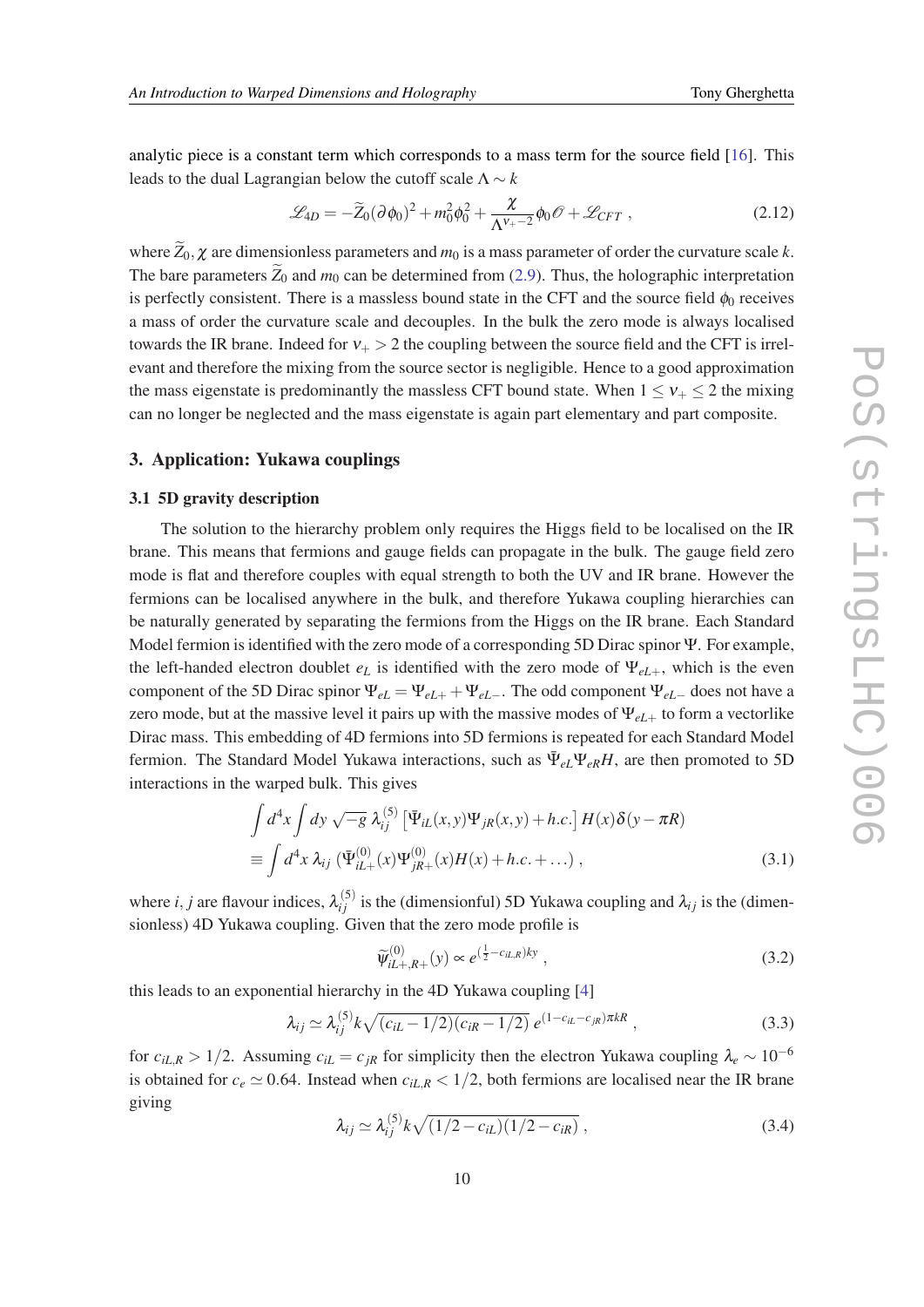analytic piece is a constant term which corresponds to a mass term for the source field [16]. This leads to the dual Lagrangian below the cutoff scale $\Lambda \sim k$

$$\mathscr{L}_{4D} = -\widetilde{Z}_0(\partial\phi_0)^2 + m_0^2\phi_0^2 + \frac{\chi}{\Lambda^{\nu_+-2}}\phi_0\mathscr{O} + \mathscr{L}_{CFT}\ , \tag{2.12}$$

where $\widetilde{Z}_0, \chi$ are dimensionless parameters and $m_0$ is a mass parameter of order the curvature scale $k$. The bare parameters $\widetilde{Z}_0$ and $m_0$ can be determined from (2.9). Thus, the holographic interpretation is perfectly consistent. There is a massless bound state in the CFT and the source field $\phi_0$ receives a mass of order the curvature scale and decouples. In the bulk the zero mode is always localised towards the IR brane. Indeed for $\nu_+ > 2$ the coupling between the source field and the CFT is irrelevant and therefore the mixing from the source sector is negligible. Hence to a good approximation the mass eigenstate is predominantly the massless CFT bound state. When $1 \leq \nu_+ \leq 2$ the mixing can no longer be neglected and the mass eigenstate is again part elementary and part composite.

## 3. Application: Yukawa couplings

### 3.1 5D gravity description

The solution to the hierarchy problem only requires the Higgs field to be localised on the IR brane. This means that fermions and gauge fields can propagate in the bulk. The gauge field zero mode is flat and therefore couples with equal strength to both the UV and IR brane. However the fermions can be localised anywhere in the bulk, and therefore Yukawa coupling hierarchies can be naturally generated by separating the fermions from the Higgs on the IR brane. Each Standard Model fermion is identified with the zero mode of a corresponding 5D Dirac spinor $\Psi$. For example, the left-handed electron doublet $e_L$ is identified with the zero mode of $\Psi_{eL+}$, which is the even component of the 5D Dirac spinor $\Psi_{eL} = \Psi_{eL+} + \Psi_{eL-}$. The odd component $\Psi_{eL-}$ does not have a zero mode, but at the massive level it pairs up with the massive modes of $\Psi_{eL+}$ to form a vectorlike Dirac mass. This embedding of 4D fermions into 5D fermions is repeated for each Standard Model fermion. The Standard Model Yukawa interactions, such as $\bar{\Psi}_{eL}\Psi_{eR}H$, are then promoted to 5D interactions in the warped bulk. This gives

$$\begin{aligned}
&\int d^4x \int dy\, \sqrt{-g}\, \lambda_{ij}^{(5)} \left[\bar{\Psi}_{iL}(x,y)\Psi_{jR}(x,y) + h.c.\right] H(x)\delta(y-\pi R) \\
&\equiv \int d^4x\, \lambda_{ij}\, (\bar{\Psi}_{iL+}^{(0)}(x)\Psi_{jR+}^{(0)}(x)H(x) + h.c. + \ldots)\ ,
\end{aligned} \tag{3.1}$$

where $i,j$ are flavour indices, $\lambda_{ij}^{(5)}$ is the (dimensionful) 5D Yukawa coupling and $\lambda_{ij}$ is the (dimensionless) 4D Yukawa coupling. Given that the zero mode profile is

$$\widetilde{\Psi}_{iL+,R+}^{(0)}(y) \propto e^{(\frac{1}{2}-c_{iL,R})ky}\ , \tag{3.2}$$

this leads to an exponential hierarchy in the 4D Yukawa coupling [4]

$$\lambda_{ij} \simeq \lambda_{ij}^{(5)} k\sqrt{(c_{iL}-1/2)(c_{iR}-1/2)}\, e^{(1-c_{iL}-c_{jR})\pi kR}\ , \tag{3.3}$$

for $c_{iL,R} > 1/2$. Assuming $c_{iL} = c_{jR}$ for simplicity then the electron Yukawa coupling $\lambda_e \sim 10^{-6}$ is obtained for $c_e \simeq 0.64$. Instead when $c_{iL,R} < 1/2$, both fermions are localised near the IR brane giving

$$\lambda_{ij} \simeq \lambda_{ij}^{(5)} k\sqrt{(1/2-c_{iL})(1/2-c_{iR})}\ , \tag{3.4}$$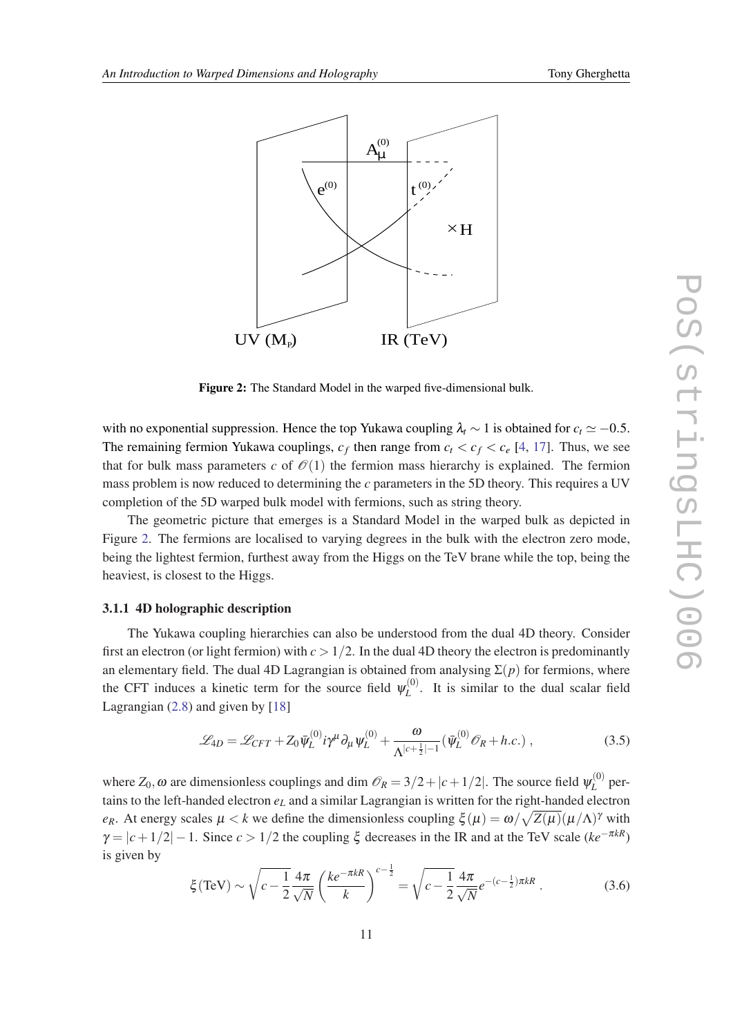**Figure 2:** The Standard Model in the warped five-dimensional bulk.

with no exponential suppression. Hence the top Yukawa coupling $\lambda_t \sim 1$ is obtained for $c_t \simeq -0.5$. The remaining fermion Yukawa couplings, $c_f$ then range from $c_t < c_f < c_e$ [4, 17]. Thus, we see that for bulk mass parameters $c$ of $\mathscr{O}(1)$ the fermion mass hierarchy is explained. The fermion mass problem is now reduced to determining the $c$ parameters in the 5D theory. This requires a UV completion of the 5D warped bulk model with fermions, such as string theory.

The geometric picture that emerges is a Standard Model in the warped bulk as depicted in Figure 2. The fermions are localised to varying degrees in the bulk with the electron zero mode, being the lightest fermion, furthest away from the Higgs on the TeV brane while the top, being the heaviest, is closest to the Higgs.

### 3.1.1 4D holographic description

The Yukawa coupling hierarchies can also be understood from the dual 4D theory. Consider first an electron (or light fermion) with $c > 1/2$. In the dual 4D theory the electron is predominantly an elementary field. The dual 4D Lagrangian is obtained from analysing $\Sigma(p)$ for fermions, where the CFT induces a kinetic term for the source field $\psi_L^{(0)}$. It is similar to the dual scalar field Lagrangian (2.8) and given by [18]

$$\mathscr{L}_{4D} = \mathscr{L}_{CFT} + Z_0 \bar{\psi}_L^{(0)} i\gamma^\mu \partial_\mu \psi_L^{(0)} + \frac{\omega}{\Lambda^{|c+\frac{1}{2}|-1}} (\bar{\psi}_L^{(0)} \mathscr{O}_R + h.c.) \,, \tag{3.5}$$

where $Z_0, \omega$ are dimensionless couplings and dim $\mathscr{O}_R = 3/2 + |c+1/2|$. The source field $\psi_L^{(0)}$ pertains to the left-handed electron $e_L$ and a similar Lagrangian is written for the right-handed electron $e_R$. At energy scales $\mu < k$ we define the dimensionless coupling $\xi(\mu) = \omega/\sqrt{Z(\mu)}(\mu/\Lambda)^\gamma$ with $\gamma = |c+1/2| - 1$. Since $c > 1/2$ the coupling $\xi$ decreases in the IR and at the TeV scale ($ke^{-\pi kR}$) is given by

$$\xi(\text{TeV}) \sim \sqrt{c - \frac{1}{2}} \frac{4\pi}{\sqrt{N}} \left( \frac{ke^{-\pi kR}}{k} \right)^{c-\frac{1}{2}} = \sqrt{c - \frac{1}{2}} \frac{4\pi}{\sqrt{N}} e^{-(c-\frac{1}{2})\pi kR} \,. \tag{3.6}$$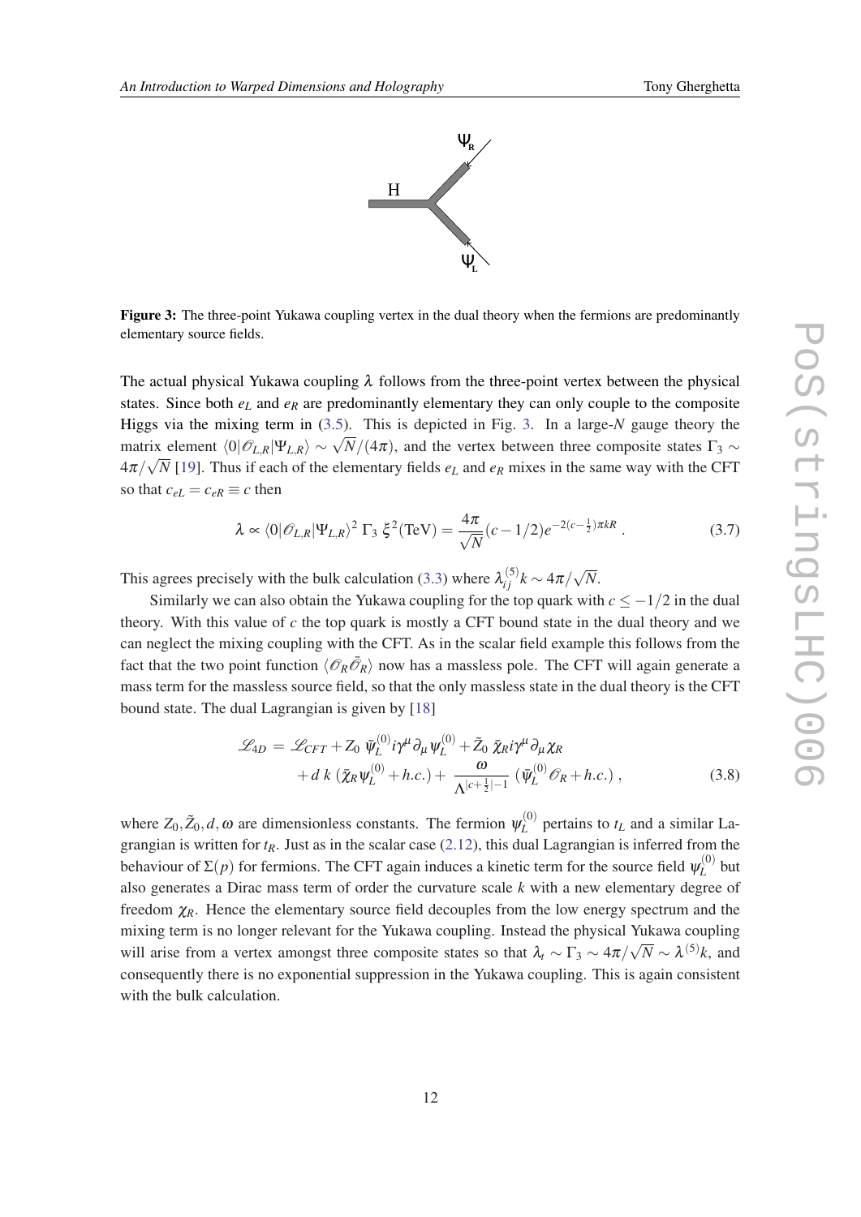**Figure 3:** The three-point Yukawa coupling vertex in the dual theory when the fermions are predominantly elementary source fields.

The actual physical Yukawa coupling $\lambda$ follows from the three-point vertex between the physical states. Since both $e_L$ and $e_R$ are predominantly elementary they can only couple to the composite Higgs via the mixing term in (3.5). This is depicted in Fig. 3. In a large-$N$ gauge theory the matrix element $\langle 0|\mathscr{O}_{L,R}|\Psi_{L,R}\rangle \sim \sqrt{N}/(4\pi)$, and the vertex between three composite states $\Gamma_3 \sim 4\pi/\sqrt{N}$ [19]. Thus if each of the elementary fields $e_L$ and $e_R$ mixes in the same way with the CFT so that $c_{eL} = c_{eR} \equiv c$ then

$$
\lambda \propto \langle 0|\mathscr{O}_{L,R}|\Psi_{L,R}\rangle^2 \, \Gamma_3 \, \xi^2(\mathrm{TeV}) = \frac{4\pi}{\sqrt{N}}(c-1/2)e^{-2(c-\frac{1}{2})\pi kR} \, . \tag{3.7}
$$

This agrees precisely with the bulk calculation (3.3) where $\lambda_{ij}^{(5)} k \sim 4\pi/\sqrt{N}$.

Similarly we can also obtain the Yukawa coupling for the top quark with $c \leq -1/2$ in the dual theory. With this value of $c$ the top quark is mostly a CFT bound state in the dual theory and we can neglect the mixing coupling with the CFT. As in the scalar field example this follows from the fact that the two point function $\langle \mathscr{O}_R \bar{\mathscr{O}}_R \rangle$ now has a massless pole. The CFT will again generate a mass term for the massless source field, so that the only massless state in the dual theory is the CFT bound state. The dual Lagrangian is given by [18]

$$
\begin{aligned}
\mathscr{L}_{4D} = \; & \mathscr{L}_{CFT} + Z_0 \, \bar{\psi}_L^{(0)} i\gamma^\mu \partial_\mu \psi_L^{(0)} + \tilde{Z}_0 \, \bar{\chi}_R i\gamma^\mu \partial_\mu \chi_R \\
& + d \, k \, (\bar{\chi}_R \psi_L^{(0)} + h.c.) + \frac{\omega}{\Lambda^{|c+\frac{1}{2}|-1}} \, (\bar{\psi}_L^{(0)} \mathscr{O}_R + h.c.) \, ,
\end{aligned} \tag{3.8}
$$

where $Z_0, \tilde{Z}_0, d, \omega$ are dimensionless constants. The fermion $\psi_L^{(0)}$ pertains to $t_L$ and a similar Lagrangian is written for $t_R$. Just as in the scalar case (2.12), this dual Lagrangian is inferred from the behaviour of $\Sigma(p)$ for fermions. The CFT again induces a kinetic term for the source field $\psi_L^{(0)}$ but also generates a Dirac mass term of order the curvature scale $k$ with a new elementary degree of freedom $\chi_R$. Hence the elementary source field decouples from the low energy spectrum and the mixing term is no longer relevant for the Yukawa coupling. Instead the physical Yukawa coupling will arise from a vertex amongst three composite states so that $\lambda_t \sim \Gamma_3 \sim 4\pi/\sqrt{N} \sim \lambda^{(5)} k$, and consequently there is no exponential suppression in the Yukawa coupling. This is again consistent with the bulk calculation.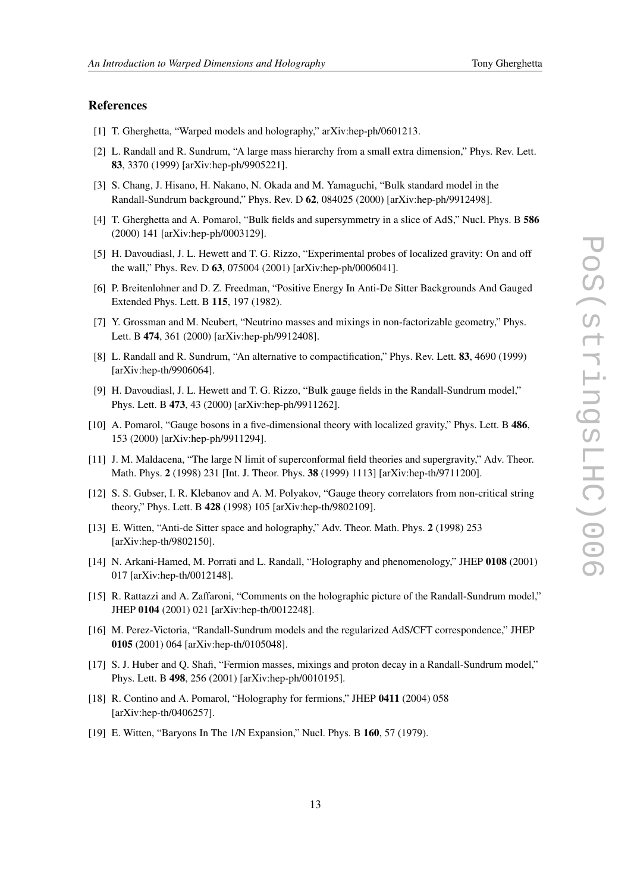## References

[1] T. Gherghetta, "Warped models and holography," arXiv:hep-ph/0601213.

[2] L. Randall and R. Sundrum, "A large mass hierarchy from a small extra dimension," Phys. Rev. Lett. **83**, 3370 (1999) [arXiv:hep-ph/9905221].

[3] S. Chang, J. Hisano, H. Nakano, N. Okada and M. Yamaguchi, "Bulk standard model in the Randall-Sundrum background," Phys. Rev. D **62**, 084025 (2000) [arXiv:hep-ph/9912498].

[4] T. Gherghetta and A. Pomarol, "Bulk fields and supersymmetry in a slice of AdS," Nucl. Phys. B **586** (2000) 141 [arXiv:hep-ph/0003129].

[5] H. Davoudiasl, J. L. Hewett and T. G. Rizzo, "Experimental probes of localized gravity: On and off the wall," Phys. Rev. D **63**, 075004 (2001) [arXiv:hep-ph/0006041].

[6] P. Breitenlohner and D. Z. Freedman, "Positive Energy In Anti-De Sitter Backgrounds And Gauged Extended Phys. Lett. B **115**, 197 (1982).

[7] Y. Grossman and M. Neubert, "Neutrino masses and mixings in non-factorizable geometry," Phys. Lett. B **474**, 361 (2000) [arXiv:hep-ph/9912408].

[8] L. Randall and R. Sundrum, "An alternative to compactification," Phys. Rev. Lett. **83**, 4690 (1999) [arXiv:hep-th/9906064].

[9] H. Davoudiasl, J. L. Hewett and T. G. Rizzo, "Bulk gauge fields in the Randall-Sundrum model," Phys. Lett. B **473**, 43 (2000) [arXiv:hep-ph/9911262].

[10] A. Pomarol, "Gauge bosons in a five-dimensional theory with localized gravity," Phys. Lett. B **486**, 153 (2000) [arXiv:hep-ph/9911294].

[11] J. M. Maldacena, "The large N limit of superconformal field theories and supergravity," Adv. Theor. Math. Phys. **2** (1998) 231 [Int. J. Theor. Phys. **38** (1999) 1113] [arXiv:hep-th/9711200].

[12] S. S. Gubser, I. R. Klebanov and A. M. Polyakov, "Gauge theory correlators from non-critical string theory," Phys. Lett. B **428** (1998) 105 [arXiv:hep-th/9802109].

[13] E. Witten, "Anti-de Sitter space and holography," Adv. Theor. Math. Phys. **2** (1998) 253 [arXiv:hep-th/9802150].

[14] N. Arkani-Hamed, M. Porrati and L. Randall, "Holography and phenomenology," JHEP **0108** (2001) 017 [arXiv:hep-th/0012148].

[15] R. Rattazzi and A. Zaffaroni, "Comments on the holographic picture of the Randall-Sundrum model," JHEP **0104** (2001) 021 [arXiv:hep-th/0012248].

[16] M. Perez-Victoria, "Randall-Sundrum models and the regularized AdS/CFT correspondence," JHEP **0105** (2001) 064 [arXiv:hep-th/0105048].

[17] S. J. Huber and Q. Shafi, "Fermion masses, mixings and proton decay in a Randall-Sundrum model," Phys. Lett. B **498**, 256 (2001) [arXiv:hep-ph/0010195].

[18] R. Contino and A. Pomarol, "Holography for fermions," JHEP **0411** (2004) 058 [arXiv:hep-th/0406257].

[19] E. Witten, "Baryons In The 1/N Expansion," Nucl. Phys. B **160**, 57 (1979).